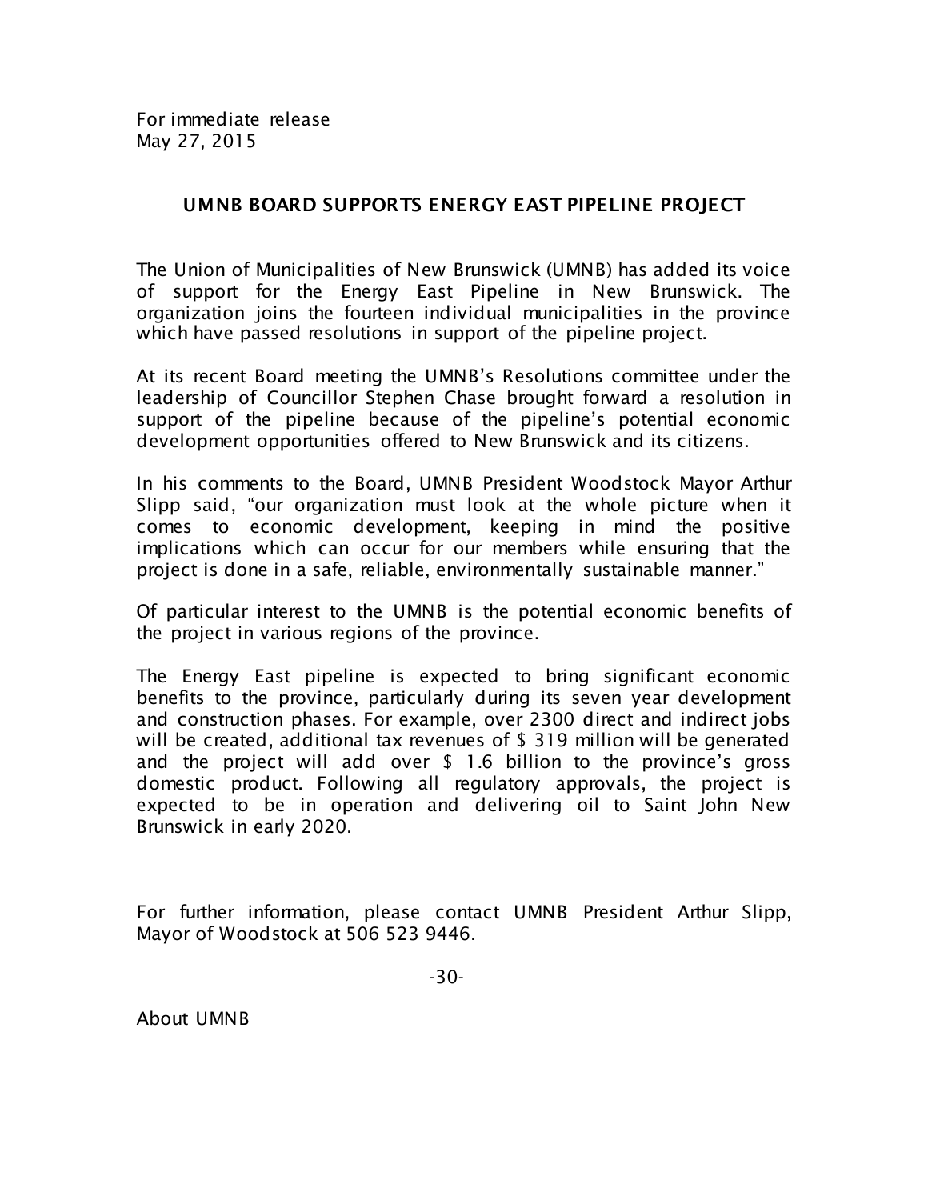For immediate release
May 27, 2015

## UMNB BOARD SUPPORTS ENERGY EAST PIPELINE PROJECT

The Union of Municipalities of New Brunswick (UMNB) has added its voice of support for the Energy East Pipeline in New Brunswick. The organization joins the fourteen individual municipalities in the province which have passed resolutions in support of the pipeline project.

At its recent Board meeting the UMNB's Resolutions committee under the leadership of Councillor Stephen Chase brought forward a resolution in support of the pipeline because of the pipeline's potential economic development opportunities offered to New Brunswick and its citizens.

In his comments to the Board, UMNB President Woodstock Mayor Arthur Slipp said, "our organization must look at the whole picture when it comes to economic development, keeping in mind the positive implications which can occur for our members while ensuring that the project is done in a safe, reliable, environmentally sustainable manner."

Of particular interest to the UMNB is the potential economic benefits of the project in various regions of the province.

The Energy East pipeline is expected to bring significant economic benefits to the province, particularly during its seven year development and construction phases. For example, over 2300 direct and indirect jobs will be created, additional tax revenues of $ 319 million will be generated and the project will add over $ 1.6 billion to the province's gross domestic product. Following all regulatory approvals, the project is expected to be in operation and delivering oil to Saint John New Brunswick in early 2020.

For further information, please contact UMNB President Arthur Slipp, Mayor of Woodstock at 506 523 9446.

-30-

About UMNB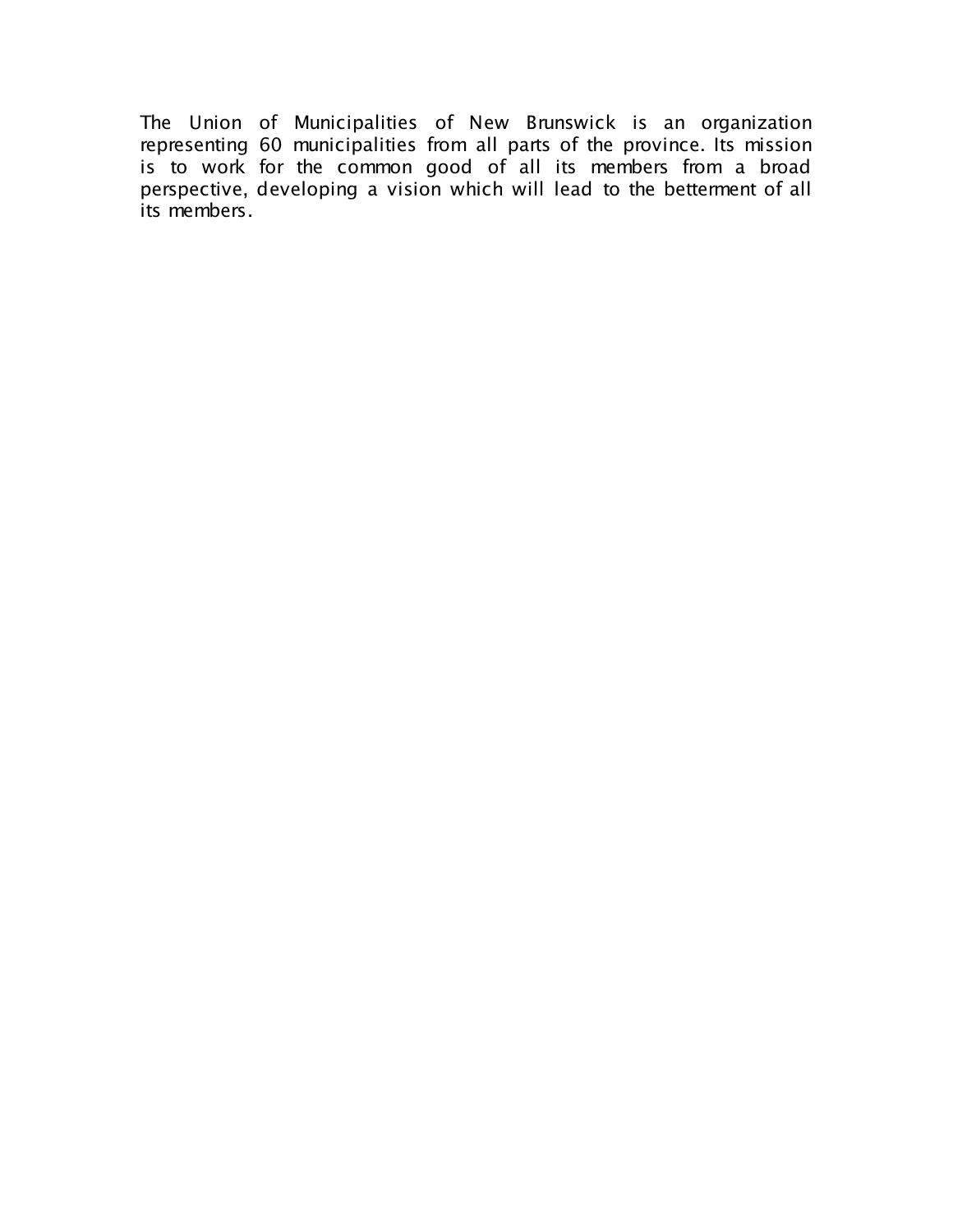The Union of Municipalities of New Brunswick is an organization representing 60 municipalities from all parts of the province. Its mission is to work for the common good of all its members from a broad perspective, developing a vision which will lead to the betterment of all its members.